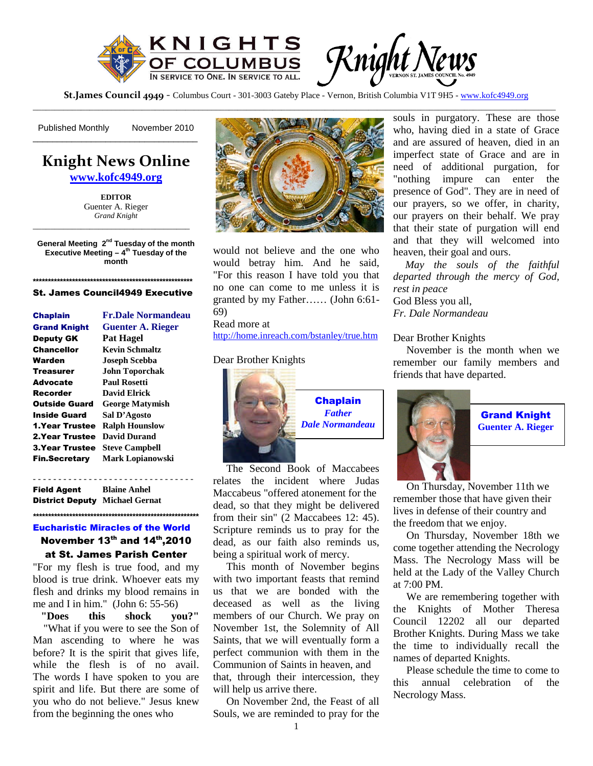# KNIGHTS OF COLUMBUS — Knight News

IN SERVICE TO ONE. IN SERVICE TO ALL.

VERNON ST. JAMES COUNCIL No. 4949

St.James Council 4949 - Columbus Court - 301-3003 Gateby Place - Vernon, British Columbia V1T 9H5 - www.kofc4949.org

Published Monthly November 2010

## Knight News Online

**www.kofc4949.org**

**EDITOR**
Guenter A. Rieger
*Grand Knight*

**General Meeting 2nd Tuesday of the month**
**Executive Meeting – 4th Tuesday of the month**

### St. James Council4949 Executive

| | |
|---|---|
| **Chaplain** | **Fr.Dale Normandeau** |
| **Grand Knight** | **Guenter A. Rieger** |
| **Deputy GK** | **Pat Hagel** |
| **Chancellor** | **Kevin Schmaltz** |
| **Warden** | **Joseph Scebba** |
| **Treasurer** | **John Toporchak** |
| **Advocate** | **Paul Rosetti** |
| **Recorder** | **David Elrick** |
| **Outside Guard** | **George Matymish** |
| **Inside Guard** | **Sal D'Agosto** |
| **1.Year Trustee** | **Ralph Hounslow** |
| **2.Year Trustee** | **David Durand** |
| **3.Year Trustee** | **Steve Campbell** |
| **Fin.Secretary** | **Mark Lopianowski** |

| | |
|---|---|
| **Field Agent** | **Blaine Anhel** |
| **District Deputy** | **Michael Gernat** |

### Eucharistic Miracles of the World

**November 13th and 14th,2010 at St. James Parish Center**

"For my flesh is true food, and my blood is true drink. Whoever eats my flesh and drinks my blood remains in me and I in him." (John 6: 55-56)

**"Does this shock you?"** "What if you were to see the Son of Man ascending to where he was before? It is the spirit that gives life, while the flesh is of no avail. The words I have spoken to you are spirit and life. But there are some of you who do not believe." Jesus knew from the beginning the ones who would not believe and the one who would betray him. And he said, "For this reason I have told you that no one can come to me unless it is granted by my Father…… (John 6:61-69)

Read more at
http://home.inreach.com/bstanley/true.htm

Dear Brother Knights

**Chaplain**
***Father Dale Normandeau***

The Second Book of Maccabees relates the incident where Judas Maccabeus "offered atonement for the dead, so that they might be delivered from their sin" (2 Maccabees 12: 45). Scripture reminds us to pray for the dead, as our faith also reminds us, being a spiritual work of mercy.

This month of November begins with two important feasts that remind us that we are bonded with the deceased as well as the living members of our Church. We pray on November 1st, the Solemnity of All Saints, that we will eventually form a perfect communion with them in the Communion of Saints in heaven, and that, through their intercession, they will help us arrive there.

On November 2nd, the Feast of all Souls, we are reminded to pray for the souls in purgatory. These are those who, having died in a state of Grace and are assured of heaven, died in an imperfect state of Grace and are in need of additional purgation, for "nothing impure can enter the presence of God". They are in need of our prayers, so we offer, in charity, our prayers on their behalf. We pray that their state of purgation will end and that they will welcomed into heaven, their goal and ours.

*May the souls of the faithful departed through the mercy of God, rest in peace*

God Bless you all,
*Fr. Dale Normandeau*

Dear Brother Knights

November is the month when we remember our family members and friends that have departed.

**Grand Knight**
**Guenter A. Rieger**

On Thursday, November 11th we remember those that have given their lives in defense of their country and the freedom that we enjoy.

On Thursday, November 18th we come together attending the Necrology Mass. The Necrology Mass will be held at the Lady of the Valley Church at 7:00 PM.

We are remembering together with the Knights of Mother Theresa Council 12202 all our departed Brother Knights. During Mass we take the time to individually recall the names of departed Knights.

Please schedule the time to come to this annual celebration of the Necrology Mass.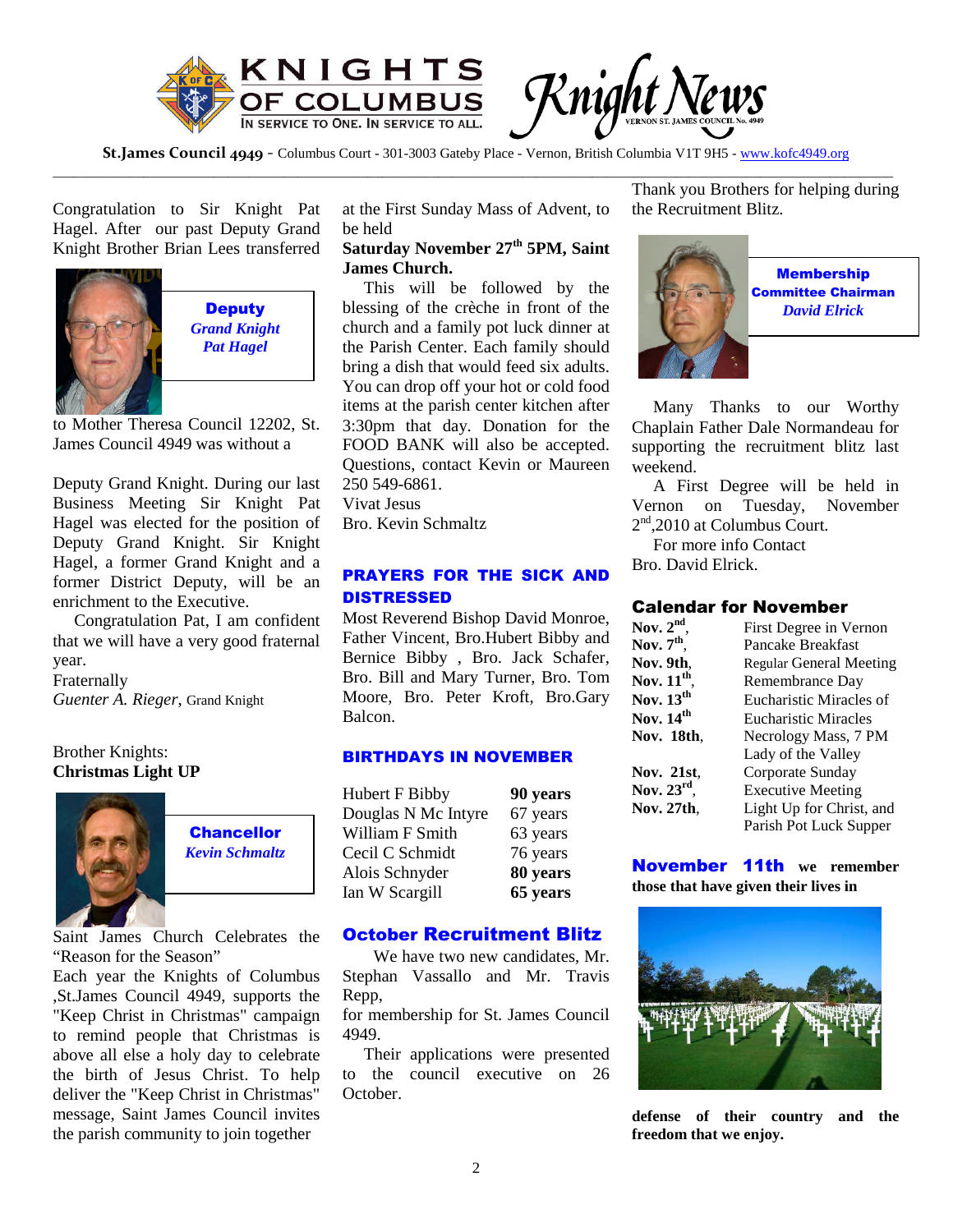# KNIGHTS OF COLUMBUS — Knight News

IN SERVICE TO ONE. IN SERVICE TO ALL.

VERNON ST. JAMES COUNCIL No. 4949

**St.James Council 4949** - Columbus Court - 301-3003 Gateby Place - Vernon, British Columbia V1T 9H5 - www.kofc4949.org

Congratulation to Sir Knight Pat Hagel. After our past Deputy Grand Knight Brother Brian Lees transferred to Mother Theresa Council 12202, St. James Council 4949 was without a Deputy Grand Knight. During our last Business Meeting Sir Knight Pat Hagel was elected for the position of Deputy Grand Knight. Sir Knight Hagel, a former Grand Knight and a former District Deputy, will be an enrichment to the Executive.

**Deputy**
***Grand Knight***
***Pat Hagel***

Congratulation Pat, I am confident that we will have a very good fraternal year.

Fraternally

*Guenter A. Rieger*, Grand Knight

Brother Knights:
**Christmas Light UP**

**Chancellor**
***Kevin Schmaltz***

Saint James Church Celebrates the "Reason for the Season"

Each year the Knights of Columbus ,St.James Council 4949, supports the "Keep Christ in Christmas" campaign to remind people that Christmas is above all else a holy day to celebrate the birth of Jesus Christ. To help deliver the "Keep Christ in Christmas" message, Saint James Council invites the parish community to join together at the First Sunday Mass of Advent, to be held

**Saturday November 27th 5PM, Saint James Church.**

This will be followed by the blessing of the crèche in front of the church and a family pot luck dinner at the Parish Center. Each family should bring a dish that would feed six adults. You can drop off your hot or cold food items at the parish center kitchen after 3:30pm that day. Donation for the FOOD BANK will also be accepted. Questions, contact Kevin or Maureen 250 549-6861.

Vivat Jesus

Bro. Kevin Schmaltz

## PRAYERS FOR THE SICK AND DISTRESSED

Most Reverend Bishop David Monroe, Father Vincent, Bro.Hubert Bibby and Bernice Bibby , Bro. Jack Schafer, Bro. Bill and Mary Turner, Bro. Tom Moore, Bro. Peter Kroft, Bro.Gary Balcon.

## BIRTHDAYS IN NOVEMBER

| | |
|---|---|
| Hubert F Bibby | **90 years** |
| Douglas N Mc Intyre | 67 years |
| William F Smith | 63 years |
| Cecil C Schmidt | 76 years |
| Alois Schnyder | **80 years** |
| Ian W Scargill | **65 years** |

## October Recruitment Blitz

We have two new candidates, Mr. Stephan Vassallo and Mr. Travis Repp,

for membership for St. James Council 4949.

Their applications were presented to the council executive on 26 October.

Thank you Brothers for helping during the Recruitment Blitz.

**Membership Committee Chairman**
***David Elrick***

Many Thanks to our Worthy Chaplain Father Dale Normandeau for supporting the recruitment blitz last weekend.

A First Degree will be held in Vernon on Tuesday, November 2nd,2010 at Columbus Court.

For more info Contact Bro. David Elrick.

## Calendar for November

| | |
|---|---|
| **Nov. 2nd**, | First Degree in Vernon |
| **Nov. 7th**, | Pancake Breakfast |
| **Nov. 9th**, | Regular General Meeting |
| **Nov. 11th**, | Remembrance Day |
| **Nov. 13th** | Eucharistic Miracles of |
| **Nov. 14th** | Eucharistic Miracles |
| **Nov. 18th**, | Necrology Mass, 7 PM Lady of the Valley |
| **Nov. 21st**, | Corporate Sunday |
| **Nov. 23rd**, | Executive Meeting |
| **Nov. 27th**, | Light Up for Christ, and Parish Pot Luck Supper |

**November 11th we remember those that have given their lives in defense of their country and the freedom that we enjoy.**